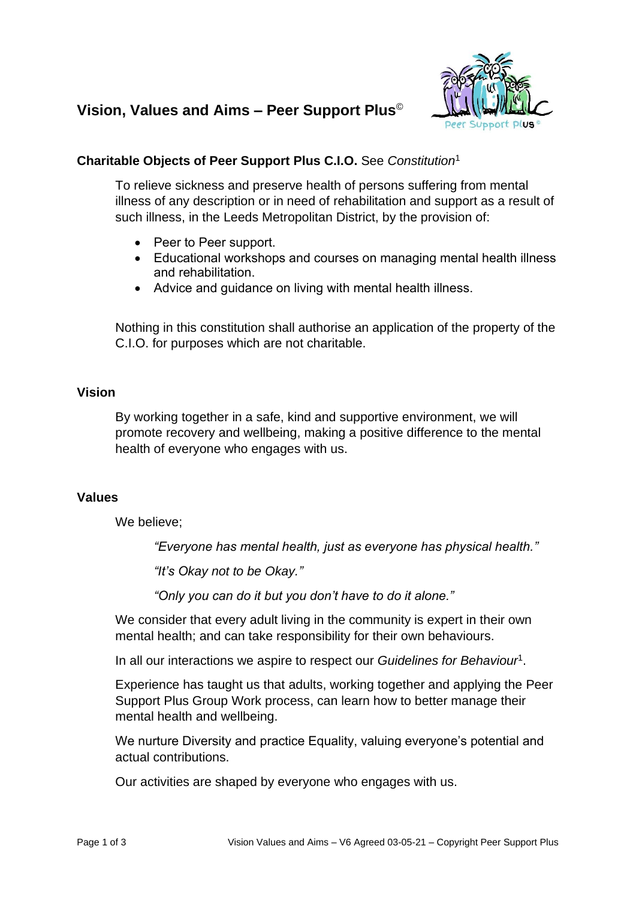# Vision, Values and Aims – Peer Support Plus©

**Charitable Objects of Peer Support Plus C.I.O.** See *Constitution*[1]

To relieve sickness and preserve health of persons suffering from mental illness of any description or in need of rehabilitation and support as a result of such illness, in the Leeds Metropolitan District, by the provision of:

- Peer to Peer support.
- Educational workshops and courses on managing mental health illness and rehabilitation.
- Advice and guidance on living with mental health illness.

Nothing in this constitution shall authorise an application of the property of the C.I.O. for purposes which are not charitable.

## Vision

By working together in a safe, kind and supportive environment, we will promote recovery and wellbeing, making a positive difference to the mental health of everyone who engages with us.

## Values

We believe;

*"Everyone has mental health, just as everyone has physical health."*

*"It's Okay not to be Okay."*

*"Only you can do it but you don't have to do it alone."*

We consider that every adult living in the community is expert in their own mental health; and can take responsibility for their own behaviours.

In all our interactions we aspire to respect our *Guidelines for Behaviour*[1].

Experience has taught us that adults, working together and applying the Peer Support Plus Group Work process, can learn how to better manage their mental health and wellbeing.

We nurture Diversity and practice Equality, valuing everyone's potential and actual contributions.

Our activities are shaped by everyone who engages with us.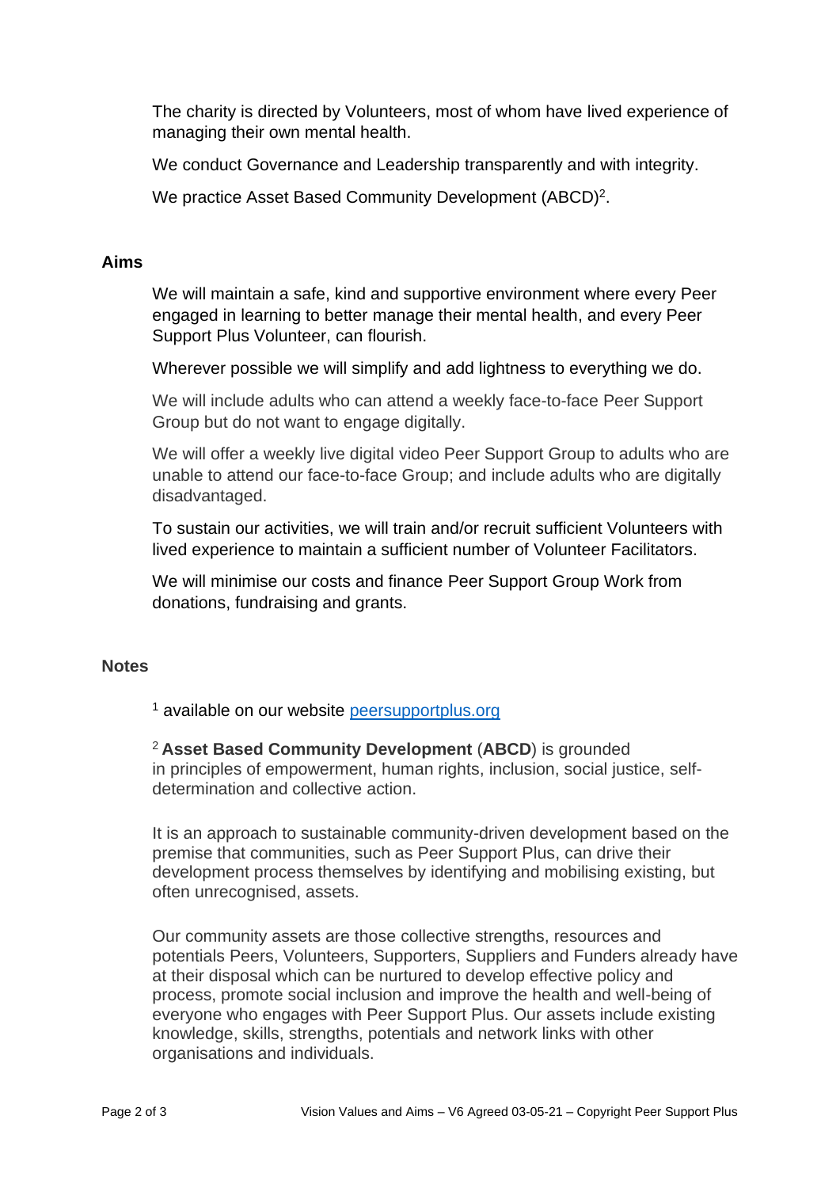The charity is directed by Volunteers, most of whom have lived experience of managing their own mental health.

We conduct Governance and Leadership transparently and with integrity.

We practice Asset Based Community Development (ABCD)[2].

## Aims

We will maintain a safe, kind and supportive environment where every Peer engaged in learning to better manage their mental health, and every Peer Support Plus Volunteer, can flourish.

Wherever possible we will simplify and add lightness to everything we do.

We will include adults who can attend a weekly face-to-face Peer Support Group but do not want to engage digitally.

We will offer a weekly live digital video Peer Support Group to adults who are unable to attend our face-to-face Group; and include adults who are digitally disadvantaged.

To sustain our activities, we will train and/or recruit sufficient Volunteers with lived experience to maintain a sufficient number of Volunteer Facilitators.

We will minimise our costs and finance Peer Support Group Work from donations, fundraising and grants.

## Notes

[1] available on our website [peersupportplus.org](https://peersupportplus.org)

[2] **Asset Based Community Development** (**ABCD**) is grounded in principles of empowerment, human rights, inclusion, social justice, self-determination and collective action.

It is an approach to sustainable community-driven development based on the premise that communities, such as Peer Support Plus, can drive their development process themselves by identifying and mobilising existing, but often unrecognised, assets.

Our community assets are those collective strengths, resources and potentials Peers, Volunteers, Supporters, Suppliers and Funders already have at their disposal which can be nurtured to develop effective policy and process, promote social inclusion and improve the health and well-being of everyone who engages with Peer Support Plus. Our assets include existing knowledge, skills, strengths, potentials and network links with other organisations and individuals.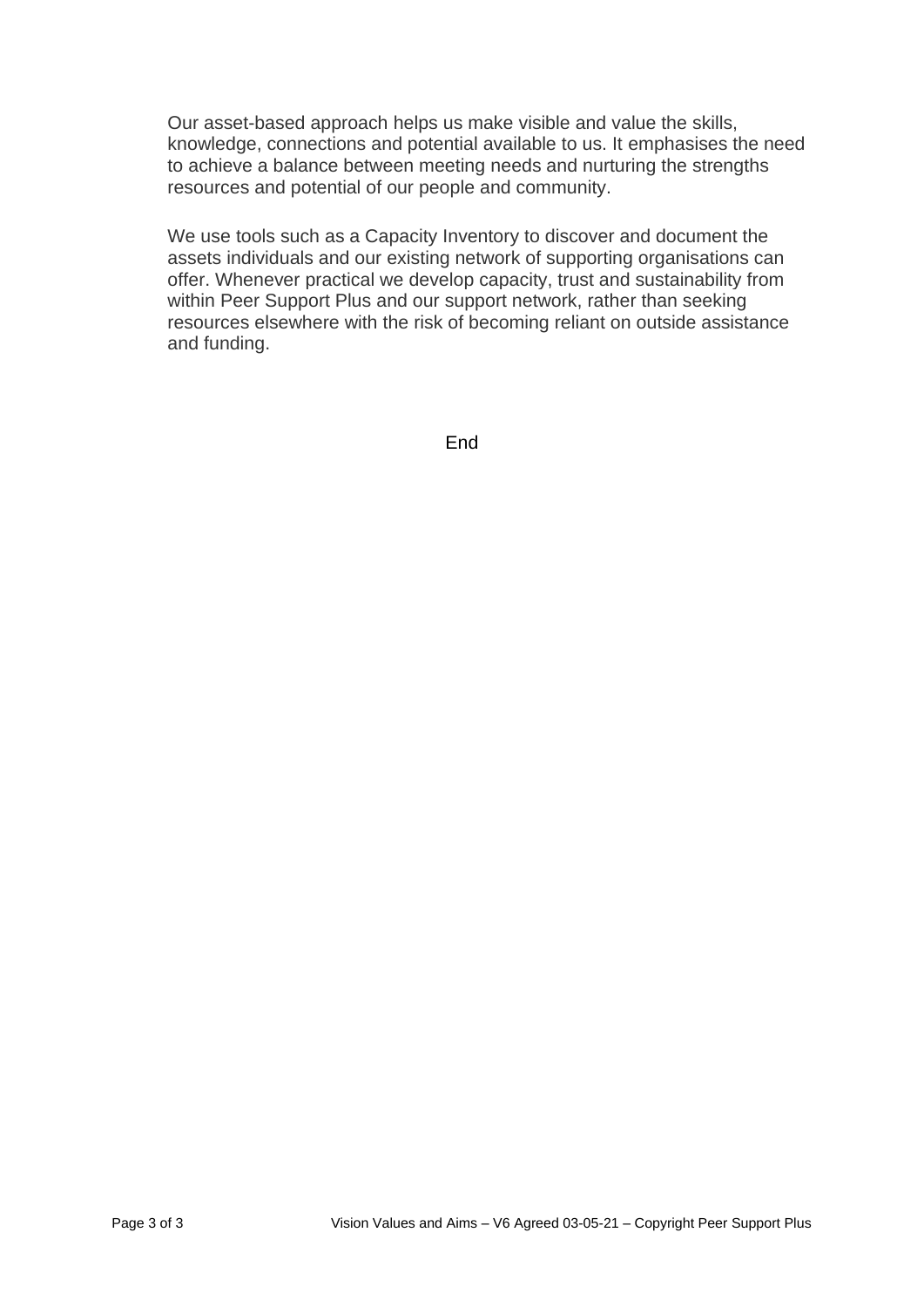Our asset-based approach helps us make visible and value the skills, knowledge, connections and potential available to us. It emphasises the need to achieve a balance between meeting needs and nurturing the strengths resources and potential of our people and community.

We use tools such as a Capacity Inventory to discover and document the assets individuals and our existing network of supporting organisations can offer. Whenever practical we develop capacity, trust and sustainability from within Peer Support Plus and our support network, rather than seeking resources elsewhere with the risk of becoming reliant on outside assistance and funding.

End